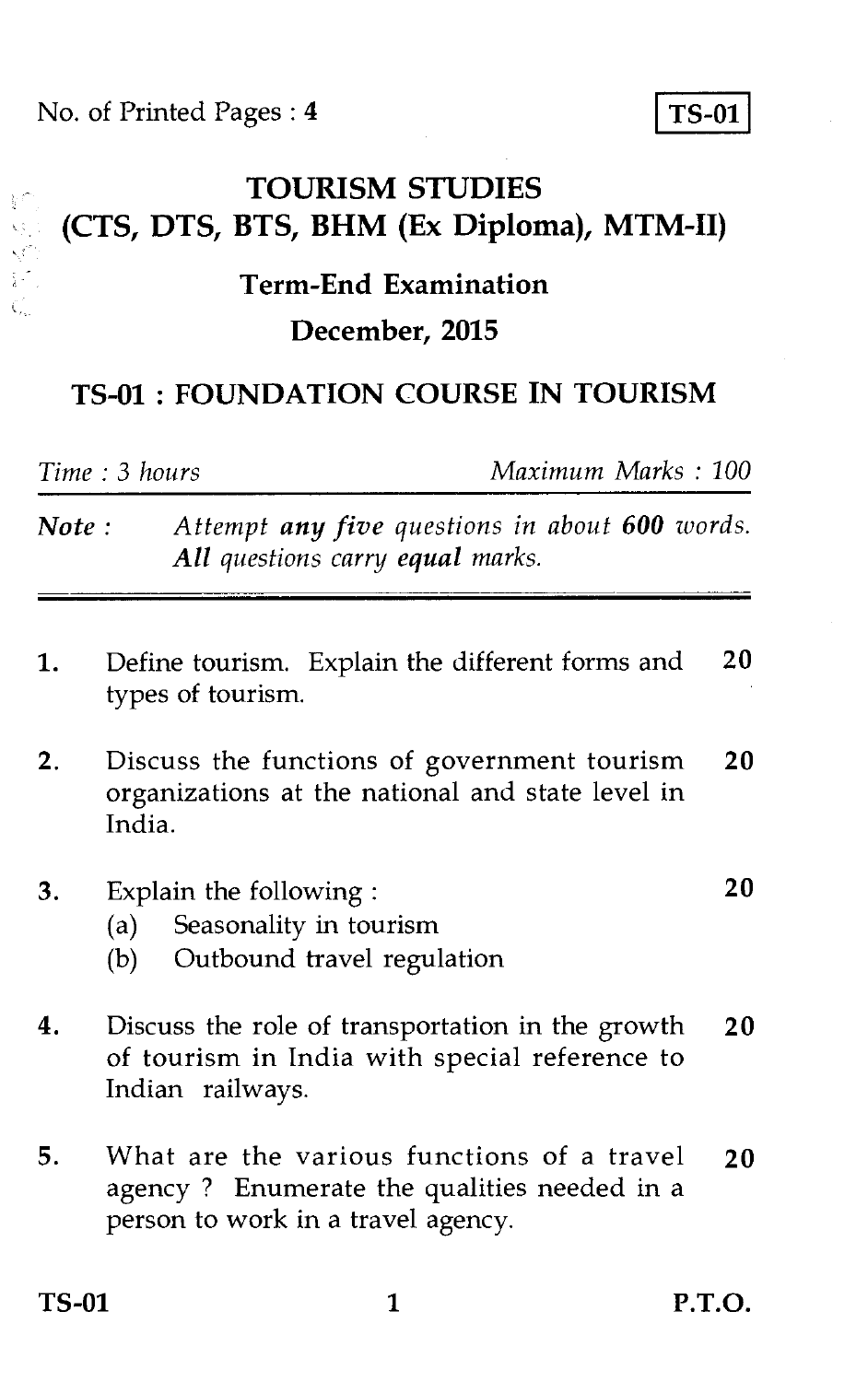No. of Printed Pages : 4

**TS-01**

# TOURISM STUDIES
## (CTS, DTS, BTS, BHM (Ex Diploma), MTM-II)

### Term-End Examination
### December, 2015

## TS-01 : FOUNDATION COURSE IN TOURISM

*Time : 3 hours* *Maximum Marks : 100*

**Note :** *Attempt **any five** questions in about **600** words. **All** questions carry **equal** marks.*

---

1. Define tourism. Explain the different forms and types of tourism. **20**

2. Discuss the functions of government tourism organizations at the national and state level in India. **20**

3. Explain the following : **20**
   (a) Seasonality in tourism
   (b) Outbound travel regulation

4. Discuss the role of transportation in the growth of tourism in India with special reference to Indian railways. **20**

5. What are the various functions of a travel agency ? Enumerate the qualities needed in a person to work in a travel agency. **20**

P.T.O.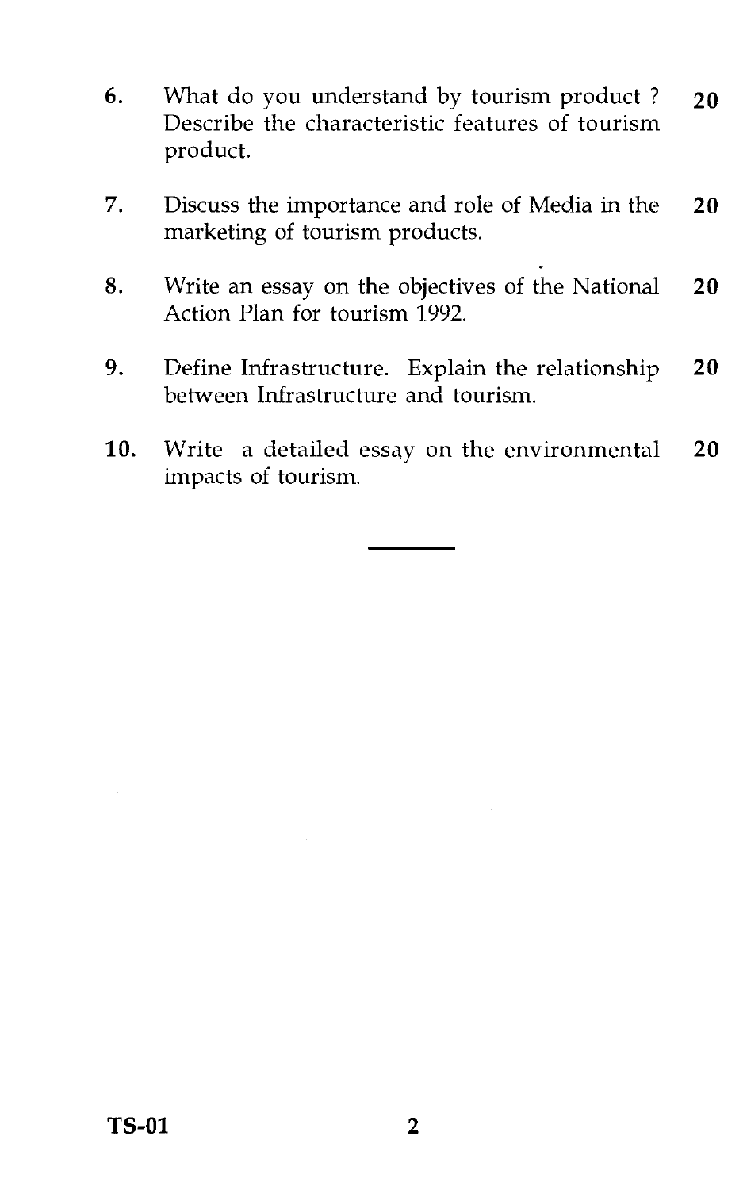6. What do you understand by tourism product ? Describe the characteristic features of tourism product. **20**

7. Discuss the importance and role of Media in the marketing of tourism products. **20**

8. Write an essay on the objectives of the National Action Plan for tourism 1992. **20**

9. Define Infrastructure. Explain the relationship between Infrastructure and tourism. **20**

10. Write a detailed essay on the environmental impacts of tourism. **20**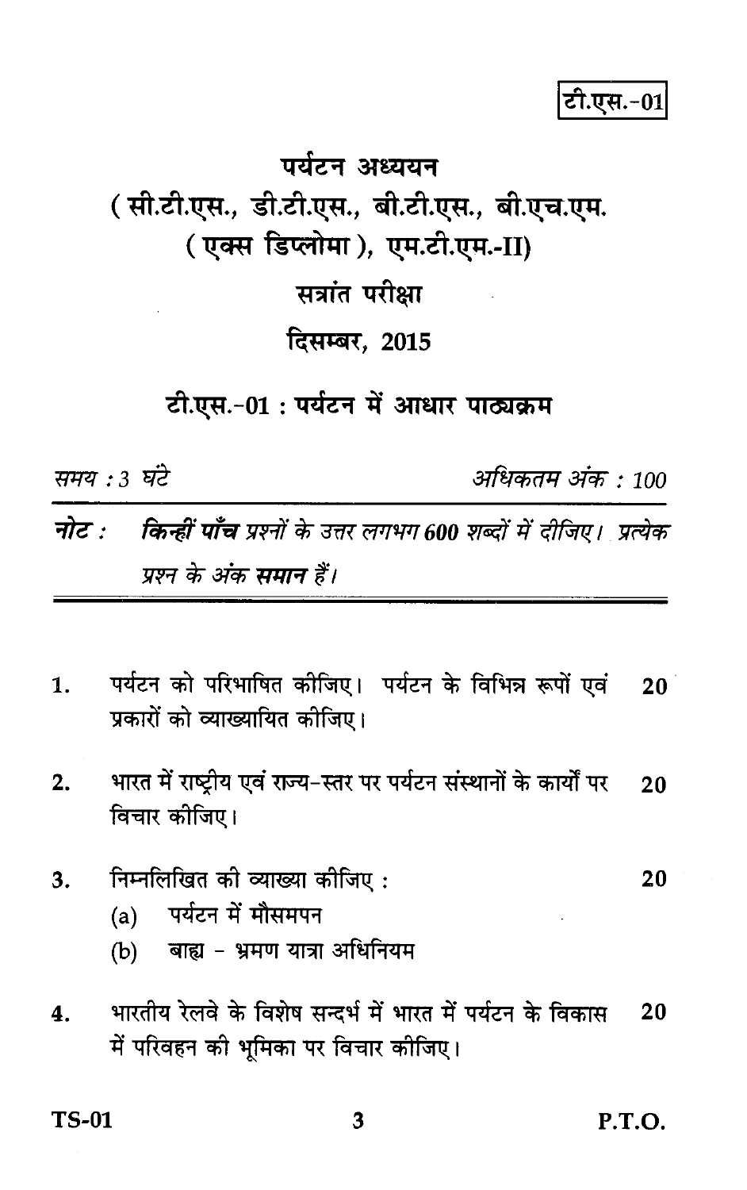टी.एस.-01

# पर्यटन अध्ययन

## ( सी.टी.एस., डी.टी.एस., बी.टी.एस., बी.एच.एम. ( एक्स डिप्लोमा ), एम.टी.एम.-II)

## सत्रांत परीक्षा

## दिसम्बर, 2015

## टी.एस.-01 : पर्यटन में आधार पाठ्यक्रम

*समय : 3 घंटे* *अधिकतम अंक : 100*

***नोट :*** ***किन्हीं पाँच*** *प्रश्नों के उत्तर लगभग* ***600*** *शब्दों में दीजिए। प्रत्येक प्रश्न के अंक* ***समान*** *हैं।*

---

**1.** पर्यटन को परिभाषित कीजिए। पर्यटन के विभिन्न रूपों एवं प्रकारों को व्याख्यायित कीजिए। **20**

**2.** भारत में राष्ट्रीय एवं राज्य-स्तर पर पर्यटन संस्थानों के कार्यों पर विचार कीजिए। **20**

**3.** निम्नलिखित की व्याख्या कीजिए : **20**

(a) पर्यटन में मौसमपन

(b) बाह्य - भ्रमण यात्रा अधिनियम

**4.** भारतीय रेलवे के विशेष सन्दर्भ में भारत में पर्यटन के विकास में परिवहन की भूमिका पर विचार कीजिए। **20**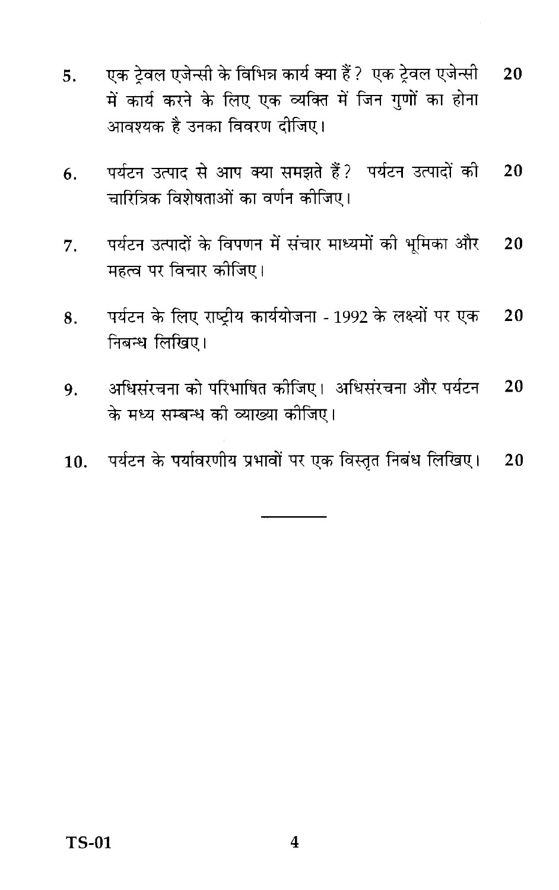5. एक ट्रेवल एजेन्सी के विभिन्न कार्य क्या हैं ? एक ट्रेवल एजेन्सी में कार्य करने के लिए एक व्यक्ति में जिन गुणों का होना आवश्यक है उनका विवरण दीजिए। 20

6. पर्यटन उत्पाद से आप क्या समझते हैं ? पर्यटन उत्पादों की चारित्रिक विशेषताओं का वर्णन कीजिए। 20

7. पर्यटन उत्पादों के विपणन में संचार माध्यमों की भूमिका और महत्व पर विचार कीजिए। 20

8. पर्यटन के लिए राष्ट्रीय कार्ययोजना - 1992 के लक्ष्यों पर एक निबन्ध लिखिए। 20

9. अधिसंरचना को परिभाषित कीजिए। अधिसंरचना और पर्यटन के मध्य सम्बन्ध की व्याख्या कीजिए। 20

10. पर्यटन के पर्यावरणीय प्रभावों पर एक विस्तृत निबंध लिखिए। 20